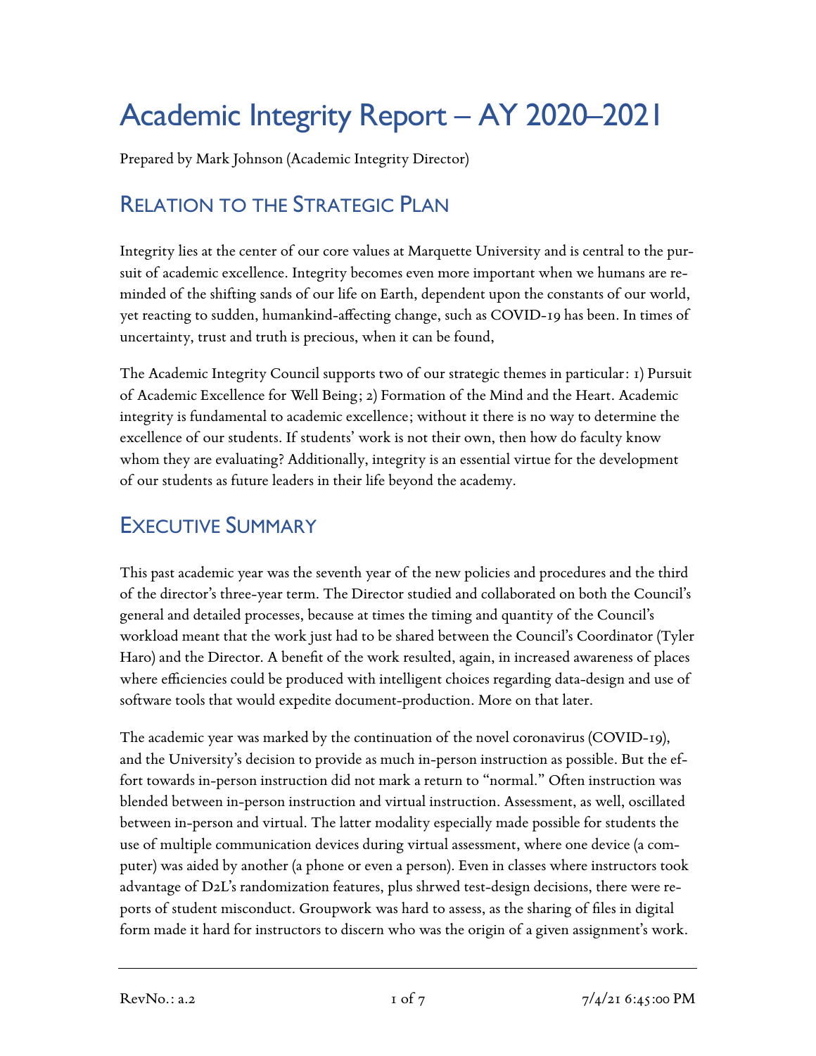# Academic Integrity Report – AY 2020–2021

Prepared by Mark Johnson (Academic Integrity Director)

## Relation to the Strategic Plan

Integrity lies at the center of our core values at Marquette University and is central to the pursuit of academic excellence. Integrity becomes even more important when we humans are reminded of the shifting sands of our life on Earth, dependent upon the constants of our world, yet reacting to sudden, humankind-affecting change, such as COVID-19 has been. In times of uncertainty, trust and truth is precious, when it can be found,

The Academic Integrity Council supports two of our strategic themes in particular: 1) Pursuit of Academic Excellence for Well Being; 2) Formation of the Mind and the Heart. Academic integrity is fundamental to academic excellence; without it there is no way to determine the excellence of our students. If students' work is not their own, then how do faculty know whom they are evaluating? Additionally, integrity is an essential virtue for the development of our students as future leaders in their life beyond the academy.

## Executive Summary

This past academic year was the seventh year of the new policies and procedures and the third of the director's three-year term. The Director studied and collaborated on both the Council's general and detailed processes, because at times the timing and quantity of the Council's workload meant that the work just had to be shared between the Council's Coordinator (Tyler Haro) and the Director. A benefit of the work resulted, again, in increased awareness of places where efficiencies could be produced with intelligent choices regarding data-design and use of software tools that would expedite document-production. More on that later.

The academic year was marked by the continuation of the novel coronavirus (COVID-19), and the University's decision to provide as much in-person instruction as possible. But the effort towards in-person instruction did not mark a return to "normal." Often instruction was blended between in-person instruction and virtual instruction. Assessment, as well, oscillated between in-person and virtual. The latter modality especially made possible for students the use of multiple communication devices during virtual assessment, where one device (a computer) was aided by another (a phone or even a person). Even in classes where instructors took advantage of D2L's randomization features, plus shrwed test-design decisions, there were reports of student misconduct. Groupwork was hard to assess, as the sharing of files in digital form made it hard for instructors to discern who was the origin of a given assignment's work.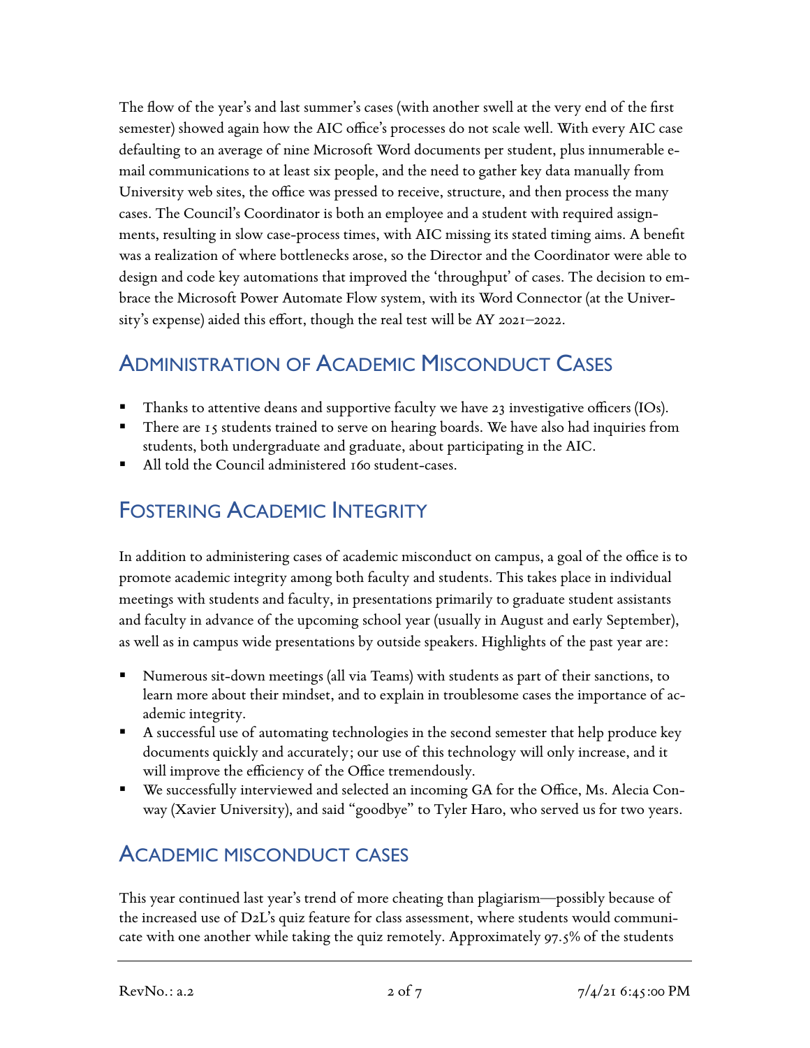The flow of the year's and last summer's cases (with another swell at the very end of the first semester) showed again how the AIC office's processes do not scale well. With every AIC case defaulting to an average of nine Microsoft Word documents per student, plus innumerable e-mail communications to at least six people, and the need to gather key data manually from University web sites, the office was pressed to receive, structure, and then process the many cases. The Council's Coordinator is both an employee and a student with required assignments, resulting in slow case-process times, with AIC missing its stated timing aims. A benefit was a realization of where bottlenecks arose, so the Director and the Coordinator were able to design and code key automations that improved the 'throughput' of cases. The decision to embrace the Microsoft Power Automate Flow system, with its Word Connector (at the University's expense) aided this effort, though the real test will be AY 2021–2022.

## Administration of Academic Misconduct Cases

- Thanks to attentive deans and supportive faculty we have 23 investigative officers (IOs).
- There are 15 students trained to serve on hearing boards. We have also had inquiries from students, both undergraduate and graduate, about participating in the AIC.
- All told the Council administered 160 student-cases.

## Fostering Academic Integrity

In addition to administering cases of academic misconduct on campus, a goal of the office is to promote academic integrity among both faculty and students. This takes place in individual meetings with students and faculty, in presentations primarily to graduate student assistants and faculty in advance of the upcoming school year (usually in August and early September), as well as in campus wide presentations by outside speakers. Highlights of the past year are:

- Numerous sit-down meetings (all via Teams) with students as part of their sanctions, to learn more about their mindset, and to explain in troublesome cases the importance of academic integrity.
- A successful use of automating technologies in the second semester that help produce key documents quickly and accurately; our use of this technology will only increase, and it will improve the efficiency of the Office tremendously.
- We successfully interviewed and selected an incoming GA for the Office, Ms. Alecia Conway (Xavier University), and said "goodbye" to Tyler Haro, who served us for two years.

## Academic misconduct cases

This year continued last year's trend of more cheating than plagiarism—possibly because of the increased use of D2L's quiz feature for class assessment, where students would communicate with one another while taking the quiz remotely. Approximately 97.5% of the students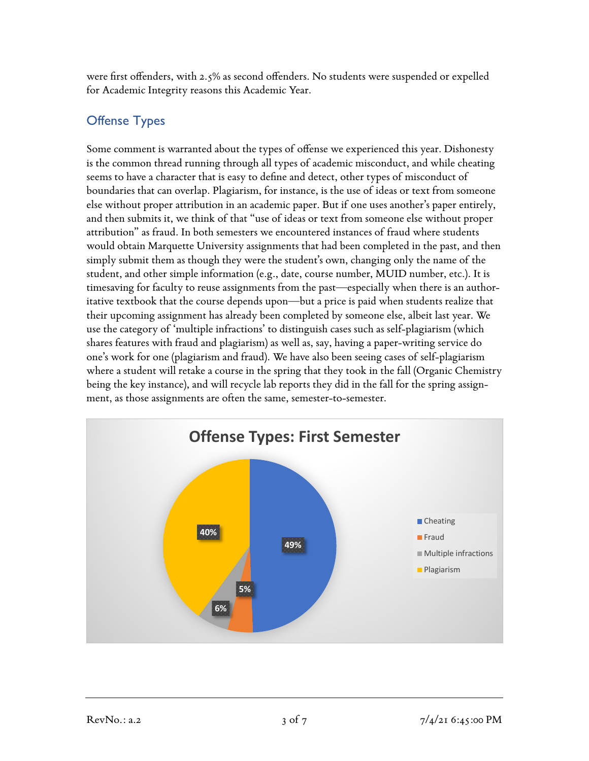were first offenders, with 2.5% as second offenders. No students were suspended or expelled for Academic Integrity reasons this Academic Year.

## Offense Types

Some comment is warranted about the types of offense we experienced this year. Dishonesty is the common thread running through all types of academic misconduct, and while cheating seems to have a character that is easy to define and detect, other types of misconduct of boundaries that can overlap. Plagiarism, for instance, is the use of ideas or text from someone else without proper attribution in an academic paper. But if one uses another's paper entirely, and then submits it, we think of that "use of ideas or text from someone else without proper attribution" as fraud. In both semesters we encountered instances of fraud where students would obtain Marquette University assignments that had been completed in the past, and then simply submit them as though they were the student's own, changing only the name of the student, and other simple information (e.g., date, course number, MUID number, etc.). It is timesaving for faculty to reuse assignments from the past—especially when there is an authoritative textbook that the course depends upon—but a price is paid when students realize that their upcoming assignment has already been completed by someone else, albeit last year. We use the category of 'multiple infractions' to distinguish cases such as self-plagiarism (which shares features with fraud and plagiarism) as well as, say, having a paper-writing service do one's work for one (plagiarism and fraud). We have also been seeing cases of self-plagiarism where a student will retake a course in the spring that they took in the fall (Organic Chemistry being the key instance), and will recycle lab reports they did in the fall for the spring assignment, as those assignments are often the same, semester-to-semester.

**Offense Types: First Semester**

| Offense Type | Percentage |
|---|---|
| Cheating | 49% |
| Fraud | 5% |
| Multiple infractions | 6% |
| Plagiarism | 40% |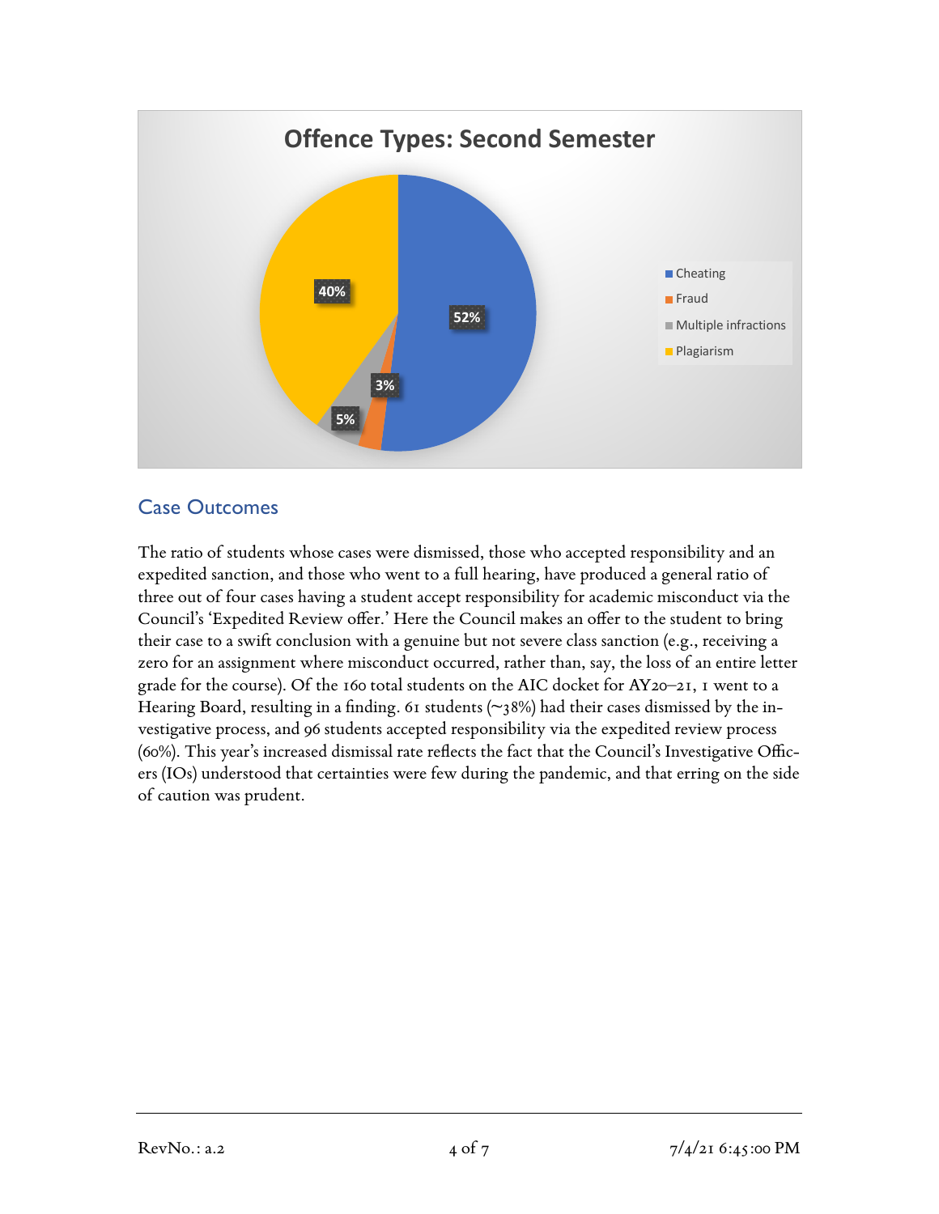**Offence Types: Second Semester**

| Offence Type | Percentage |
| --- | --- |
| Cheating | 52% |
| Fraud | 3% |
| Multiple infractions | 5% |
| Plagiarism | 40% |

## Case Outcomes

The ratio of students whose cases were dismissed, those who accepted responsibility and an expedited sanction, and those who went to a full hearing, have produced a general ratio of three out of four cases having a student accept responsibility for academic misconduct via the Council's 'Expedited Review offer.' Here the Council makes an offer to the student to bring their case to a swift conclusion with a genuine but not severe class sanction (e.g., receiving a zero for an assignment where misconduct occurred, rather than, say, the loss of an entire letter grade for the course). Of the 160 total students on the AIC docket for AY20–21, 1 went to a Hearing Board, resulting in a finding. 61 students (~38%) had their cases dismissed by the investigative process, and 96 students accepted responsibility via the expedited review process (60%). This year's increased dismissal rate reflects the fact that the Council's Investigative Officers (IOs) understood that certainties were few during the pandemic, and that erring on the side of caution was prudent.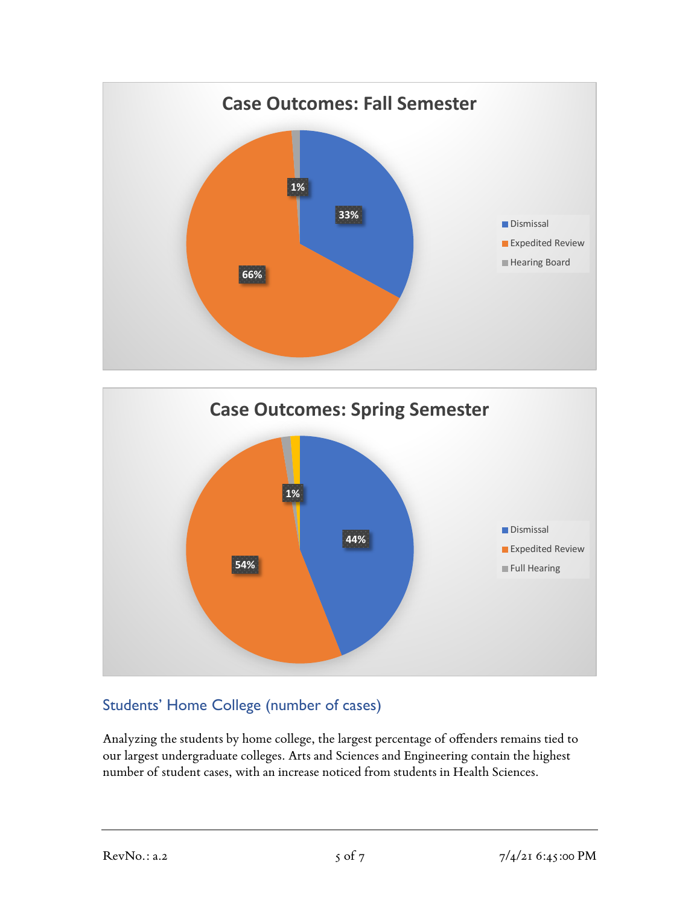## Case Outcomes: Fall Semester

- Dismissal: 33%
- Expedited Review: 66%
- Hearing Board: 1%

## Case Outcomes: Spring Semester

- Dismissal: 44%
- Expedited Review: 54%
- Full Hearing: 1%

## Students' Home College (number of cases)

Analyzing the students by home college, the largest percentage of offenders remains tied to our largest undergraduate colleges. Arts and Sciences and Engineering contain the highest number of student cases, with an increase noticed from students in Health Sciences.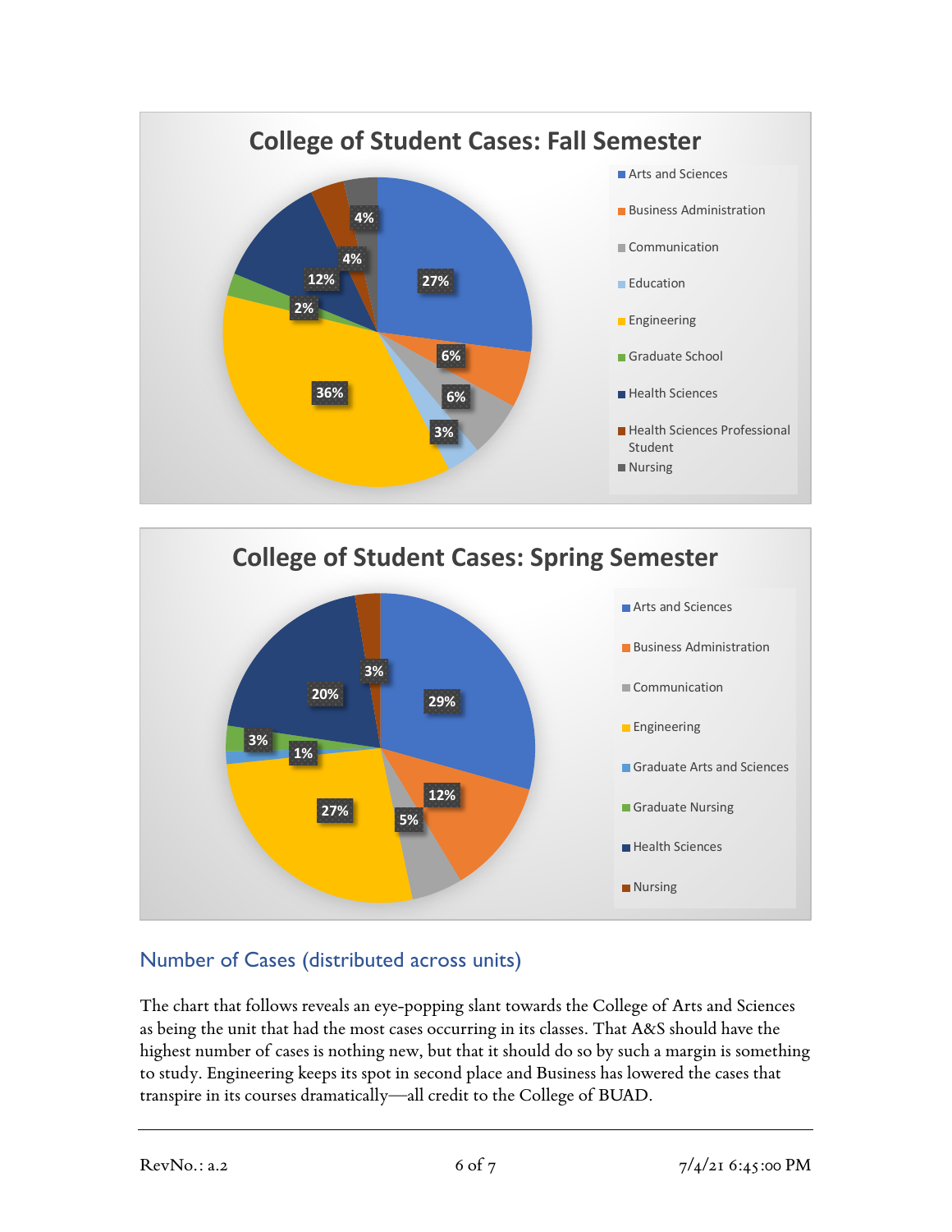**College of Student Cases: Fall Semester**

| College | Percentage |
|---|---|
| Arts and Sciences | 27% |
| Business Administration | 6% |
| Communication | 6% |
| Education | 3% |
| Engineering | 36% |
| Graduate School | 2% |
| Health Sciences | 12% |
| Health Sciences Professional Student | 4% |
| Nursing | 4% |

**College of Student Cases: Spring Semester**

| College | Percentage |
|---|---|
| Arts and Sciences | 29% |
| Business Administration | 12% |
| Communication | 5% |
| Engineering | 27% |
| Graduate Arts and Sciences | 1% |
| Graduate Nursing | 3% |
| Health Sciences | 20% |
| Nursing | 3% |

## Number of Cases (distributed across units)

The chart that follows reveals an eye-popping slant towards the College of Arts and Sciences as being the unit that had the most cases occurring in its classes. That A&S should have the highest number of cases is nothing new, but that it should do so by such a margin is something to study. Engineering keeps its spot in second place and Business has lowered the cases that transpire in its courses dramatically—all credit to the College of BUAD.

RevNo.: a.2 7/4/21 6:45:00 PM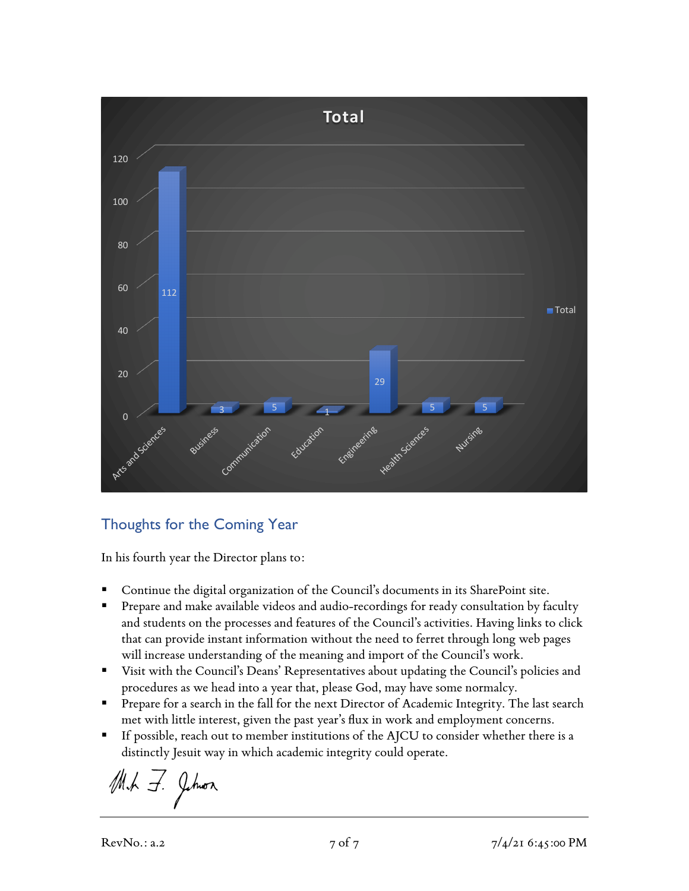Total

120
100
80
60
40
20
0

112
3
5
1
29
5
5

Arts and Sciences
Business
Communication
Education
Engineering
Health Sciences
Nursing

Total

## Thoughts for the Coming Year

In his fourth year the Director plans to:

- Continue the digital organization of the Council's documents in its SharePoint site.
- Prepare and make available videos and audio-recordings for ready consultation by faculty and students on the processes and features of the Council's activities. Having links to click that can provide instant information without the need to ferret through long web pages will increase understanding of the meaning and import of the Council's work.
- Visit with the Council's Deans' Representatives about updating the Council's policies and procedures as we head into a year that, please God, may have some normalcy.
- Prepare for a search in the fall for the next Director of Academic Integrity. The last search met with little interest, given the past year's flux in work and employment concerns.
- If possible, reach out to member institutions of the AJCU to consider whether there is a distinctly Jesuit way in which academic integrity could operate.

Mark F. Johnson

RevNo.: a.2 7/4/21 6:45:00 PM